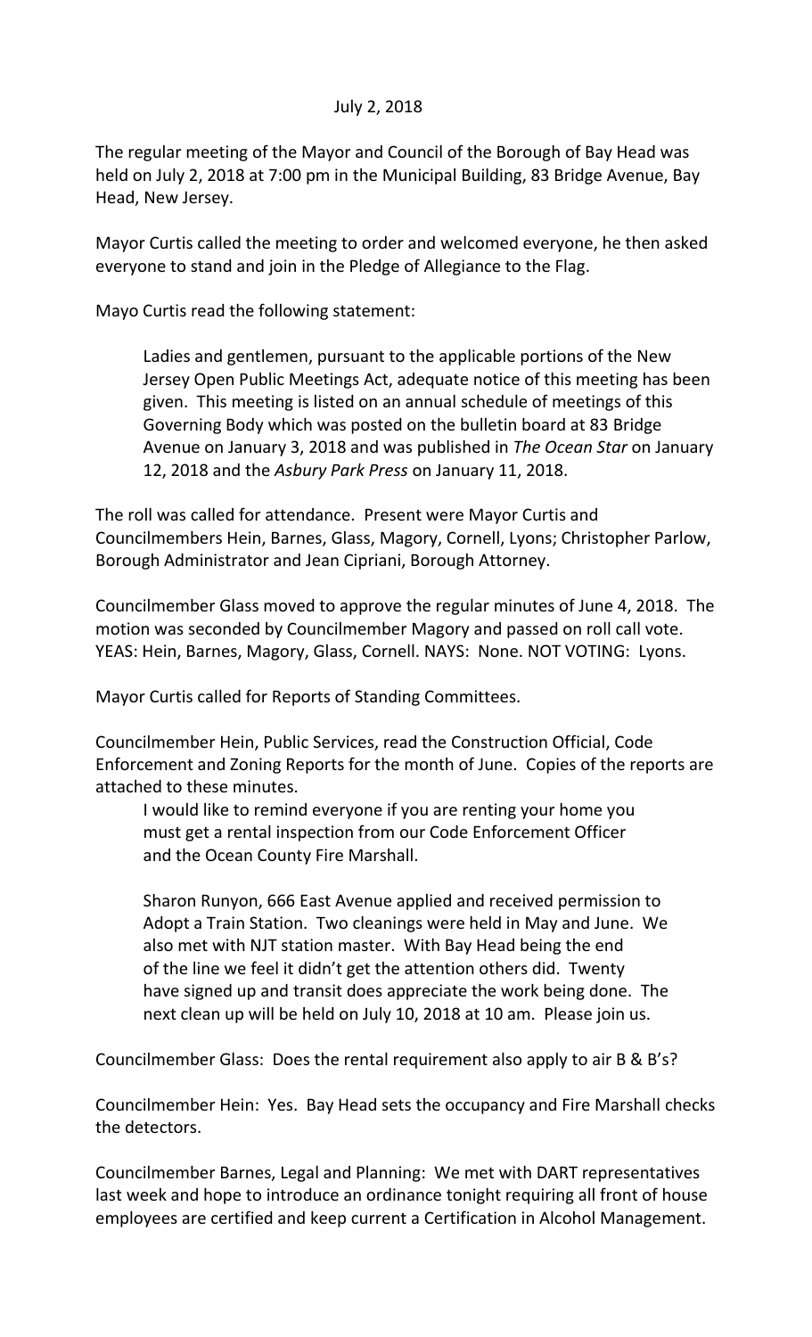July 2, 2018

The regular meeting of the Mayor and Council of the Borough of Bay Head was held on July 2, 2018 at 7:00 pm in the Municipal Building, 83 Bridge Avenue, Bay Head, New Jersey.

Mayor Curtis called the meeting to order and welcomed everyone, he then asked everyone to stand and join in the Pledge of Allegiance to the Flag.

Mayo Curtis read the following statement:

> Ladies and gentlemen, pursuant to the applicable portions of the New Jersey Open Public Meetings Act, adequate notice of this meeting has been given. This meeting is listed on an annual schedule of meetings of this Governing Body which was posted on the bulletin board at 83 Bridge Avenue on January 3, 2018 and was published in *The Ocean Star* on January 12, 2018 and the *Asbury Park Press* on January 11, 2018.

The roll was called for attendance. Present were Mayor Curtis and Councilmembers Hein, Barnes, Glass, Magory, Cornell, Lyons; Christopher Parlow, Borough Administrator and Jean Cipriani, Borough Attorney.

Councilmember Glass moved to approve the regular minutes of June 4, 2018. The motion was seconded by Councilmember Magory and passed on roll call vote. YEAS: Hein, Barnes, Magory, Glass, Cornell. NAYS: None. NOT VOTING: Lyons.

Mayor Curtis called for Reports of Standing Committees.

Councilmember Hein, Public Services, read the Construction Official, Code Enforcement and Zoning Reports for the month of June. Copies of the reports are attached to these minutes.

> I would like to remind everyone if you are renting your home you must get a rental inspection from our Code Enforcement Officer and the Ocean County Fire Marshall.
>
> Sharon Runyon, 666 East Avenue applied and received permission to Adopt a Train Station. Two cleanings were held in May and June. We also met with NJT station master. With Bay Head being the end of the line we feel it didn't get the attention others did. Twenty have signed up and transit does appreciate the work being done. The next clean up will be held on July 10, 2018 at 10 am. Please join us.

Councilmember Glass: Does the rental requirement also apply to air B & B's?

Councilmember Hein: Yes. Bay Head sets the occupancy and Fire Marshall checks the detectors.

Councilmember Barnes, Legal and Planning: We met with DART representatives last week and hope to introduce an ordinance tonight requiring all front of house employees are certified and keep current a Certification in Alcohol Management.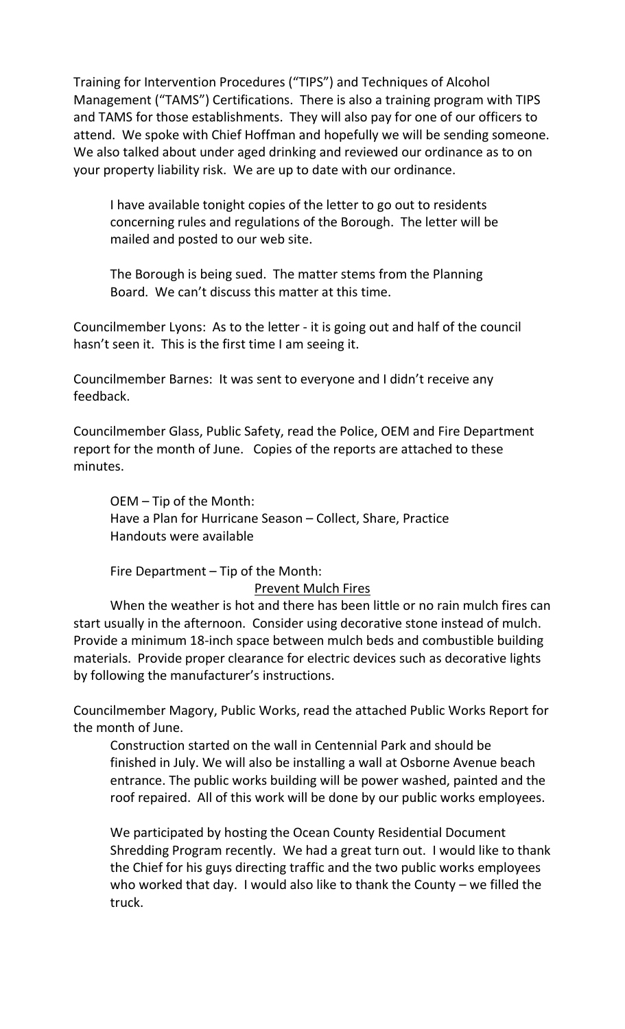Training for Intervention Procedures ("TIPS") and Techniques of Alcohol Management ("TAMS") Certifications. There is also a training program with TIPS and TAMS for those establishments. They will also pay for one of our officers to attend. We spoke with Chief Hoffman and hopefully we will be sending someone. We also talked about under aged drinking and reviewed our ordinance as to on your property liability risk. We are up to date with our ordinance.

I have available tonight copies of the letter to go out to residents concerning rules and regulations of the Borough. The letter will be mailed and posted to our web site.

The Borough is being sued. The matter stems from the Planning Board. We can't discuss this matter at this time.

Councilmember Lyons: As to the letter - it is going out and half of the council hasn't seen it. This is the first time I am seeing it.

Councilmember Barnes: It was sent to everyone and I didn't receive any feedback.

Councilmember Glass, Public Safety, read the Police, OEM and Fire Department report for the month of June. Copies of the reports are attached to these minutes.

OEM – Tip of the Month:
Have a Plan for Hurricane Season – Collect, Share, Practice
Handouts were available

Fire Department – Tip of the Month:

Prevent Mulch Fires

When the weather is hot and there has been little or no rain mulch fires can start usually in the afternoon. Consider using decorative stone instead of mulch. Provide a minimum 18-inch space between mulch beds and combustible building materials. Provide proper clearance for electric devices such as decorative lights by following the manufacturer's instructions.

Councilmember Magory, Public Works, read the attached Public Works Report for the month of June.

Construction started on the wall in Centennial Park and should be finished in July. We will also be installing a wall at Osborne Avenue beach entrance. The public works building will be power washed, painted and the roof repaired. All of this work will be done by our public works employees.

We participated by hosting the Ocean County Residential Document Shredding Program recently. We had a great turn out. I would like to thank the Chief for his guys directing traffic and the two public works employees who worked that day. I would also like to thank the County – we filled the truck.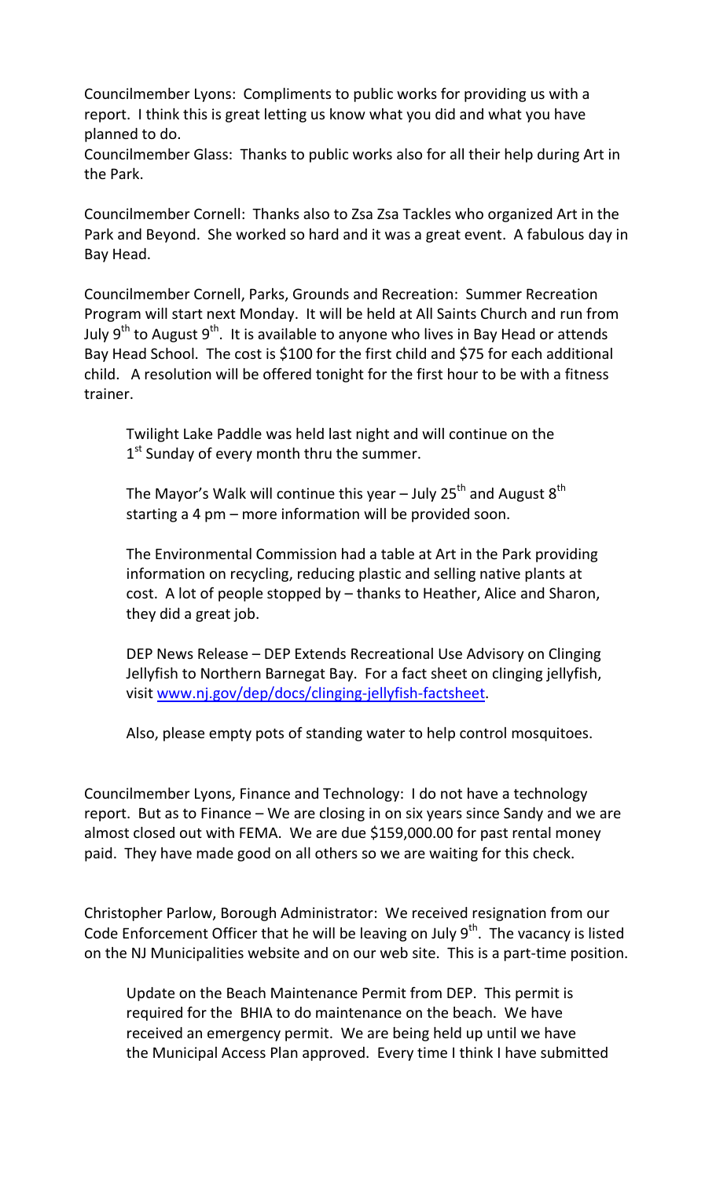Councilmember Lyons: Compliments to public works for providing us with a report. I think this is great letting us know what you did and what you have planned to do.

Councilmember Glass: Thanks to public works also for all their help during Art in the Park.

Councilmember Cornell: Thanks also to Zsa Zsa Tackles who organized Art in the Park and Beyond. She worked so hard and it was a great event. A fabulous day in Bay Head.

Councilmember Cornell, Parks, Grounds and Recreation: Summer Recreation Program will start next Monday. It will be held at All Saints Church and run from July 9th to August 9th. It is available to anyone who lives in Bay Head or attends Bay Head School. The cost is $100 for the first child and $75 for each additional child. A resolution will be offered tonight for the first hour to be with a fitness trainer.

Twilight Lake Paddle was held last night and will continue on the 1st Sunday of every month thru the summer.

The Mayor's Walk will continue this year – July 25th and August 8th starting a 4 pm – more information will be provided soon.

The Environmental Commission had a table at Art in the Park providing information on recycling, reducing plastic and selling native plants at cost. A lot of people stopped by – thanks to Heather, Alice and Sharon, they did a great job.

DEP News Release – DEP Extends Recreational Use Advisory on Clinging Jellyfish to Northern Barnegat Bay. For a fact sheet on clinging jellyfish, visit www.nj.gov/dep/docs/clinging-jellyfish-factsheet.

Also, please empty pots of standing water to help control mosquitoes.

Councilmember Lyons, Finance and Technology: I do not have a technology report. But as to Finance – We are closing in on six years since Sandy and we are almost closed out with FEMA. We are due $159,000.00 for past rental money paid. They have made good on all others so we are waiting for this check.

Christopher Parlow, Borough Administrator: We received resignation from our Code Enforcement Officer that he will be leaving on July 9th. The vacancy is listed on the NJ Municipalities website and on our web site. This is a part-time position.

Update on the Beach Maintenance Permit from DEP. This permit is required for the BHIA to do maintenance on the beach. We have received an emergency permit. We are being held up until we have the Municipal Access Plan approved. Every time I think I have submitted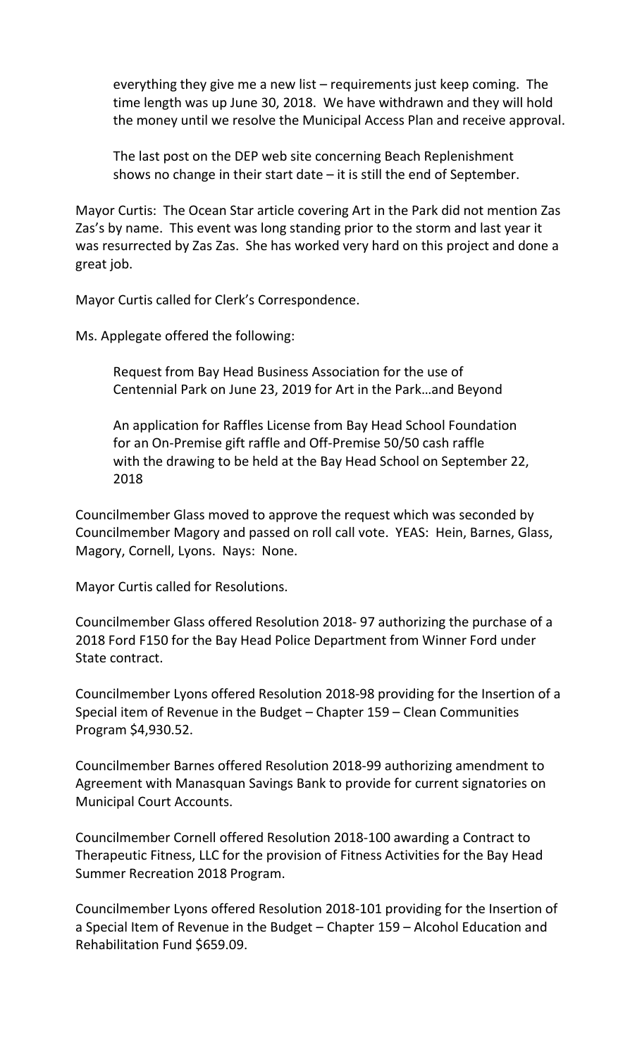everything they give me a new list – requirements just keep coming. The time length was up June 30, 2018. We have withdrawn and they will hold the money until we resolve the Municipal Access Plan and receive approval.

The last post on the DEP web site concerning Beach Replenishment shows no change in their start date – it is still the end of September.

Mayor Curtis: The Ocean Star article covering Art in the Park did not mention Zas Zas's by name. This event was long standing prior to the storm and last year it was resurrected by Zas Zas. She has worked very hard on this project and done a great job.

Mayor Curtis called for Clerk's Correspondence.

Ms. Applegate offered the following:

Request from Bay Head Business Association for the use of Centennial Park on June 23, 2019 for Art in the Park…and Beyond

An application for Raffles License from Bay Head School Foundation for an On-Premise gift raffle and Off-Premise 50/50 cash raffle with the drawing to be held at the Bay Head School on September 22, 2018

Councilmember Glass moved to approve the request which was seconded by Councilmember Magory and passed on roll call vote. YEAS: Hein, Barnes, Glass, Magory, Cornell, Lyons. Nays: None.

Mayor Curtis called for Resolutions.

Councilmember Glass offered Resolution 2018- 97 authorizing the purchase of a 2018 Ford F150 for the Bay Head Police Department from Winner Ford under State contract.

Councilmember Lyons offered Resolution 2018-98 providing for the Insertion of a Special item of Revenue in the Budget – Chapter 159 – Clean Communities Program $4,930.52.

Councilmember Barnes offered Resolution 2018-99 authorizing amendment to Agreement with Manasquan Savings Bank to provide for current signatories on Municipal Court Accounts.

Councilmember Cornell offered Resolution 2018-100 awarding a Contract to Therapeutic Fitness, LLC for the provision of Fitness Activities for the Bay Head Summer Recreation 2018 Program.

Councilmember Lyons offered Resolution 2018-101 providing for the Insertion of a Special Item of Revenue in the Budget – Chapter 159 – Alcohol Education and Rehabilitation Fund $659.09.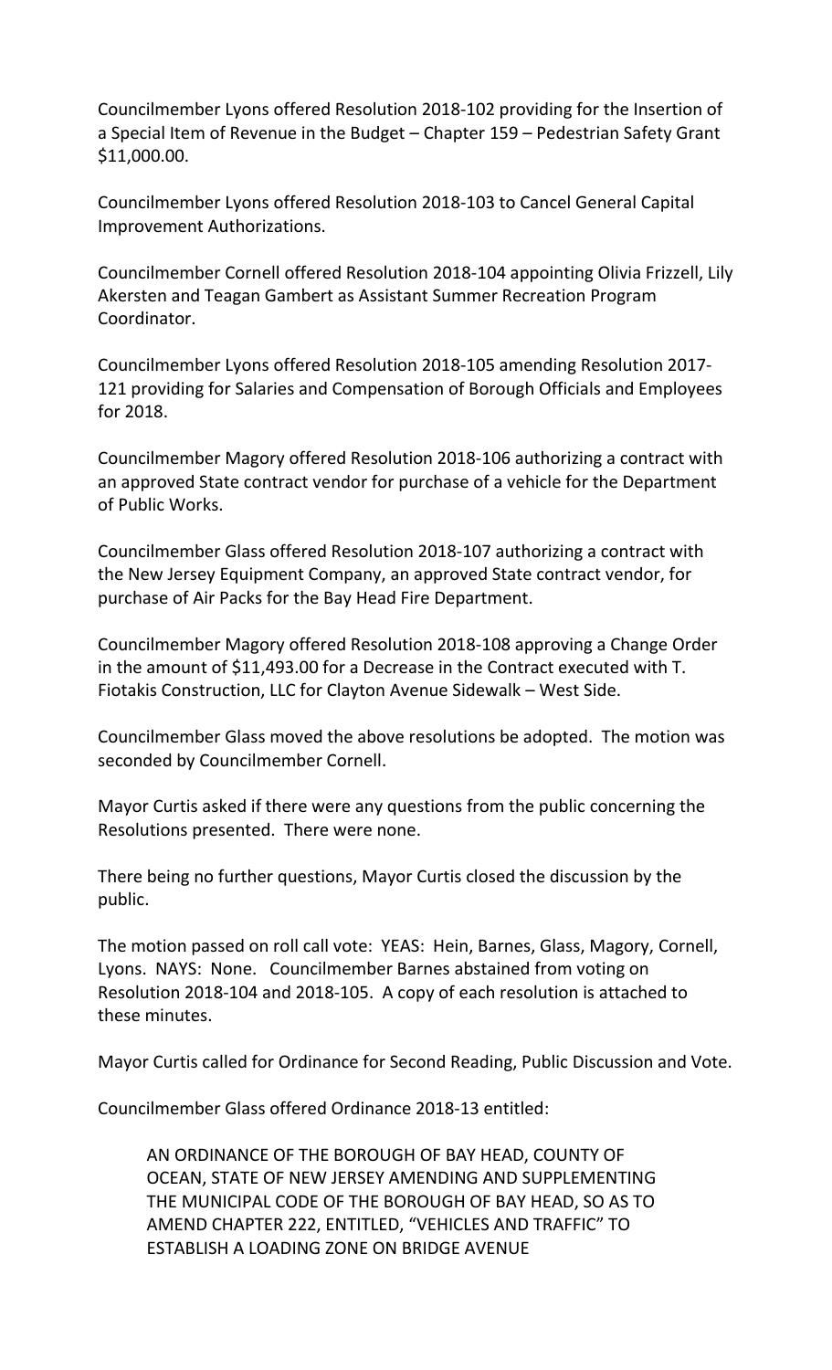Councilmember Lyons offered Resolution 2018-102 providing for the Insertion of a Special Item of Revenue in the Budget – Chapter 159 – Pedestrian Safety Grant $11,000.00.

Councilmember Lyons offered Resolution 2018-103 to Cancel General Capital Improvement Authorizations.

Councilmember Cornell offered Resolution 2018-104 appointing Olivia Frizzell, Lily Akersten and Teagan Gambert as Assistant Summer Recreation Program Coordinator.

Councilmember Lyons offered Resolution 2018-105 amending Resolution 2017-121 providing for Salaries and Compensation of Borough Officials and Employees for 2018.

Councilmember Magory offered Resolution 2018-106 authorizing a contract with an approved State contract vendor for purchase of a vehicle for the Department of Public Works.

Councilmember Glass offered Resolution 2018-107 authorizing a contract with the New Jersey Equipment Company, an approved State contract vendor, for purchase of Air Packs for the Bay Head Fire Department.

Councilmember Magory offered Resolution 2018-108 approving a Change Order in the amount of $11,493.00 for a Decrease in the Contract executed with T. Fiotakis Construction, LLC for Clayton Avenue Sidewalk – West Side.

Councilmember Glass moved the above resolutions be adopted. The motion was seconded by Councilmember Cornell.

Mayor Curtis asked if there were any questions from the public concerning the Resolutions presented. There were none.

There being no further questions, Mayor Curtis closed the discussion by the public.

The motion passed on roll call vote: YEAS: Hein, Barnes, Glass, Magory, Cornell, Lyons. NAYS: None. Councilmember Barnes abstained from voting on Resolution 2018-104 and 2018-105. A copy of each resolution is attached to these minutes.

Mayor Curtis called for Ordinance for Second Reading, Public Discussion and Vote.

Councilmember Glass offered Ordinance 2018-13 entitled:

> AN ORDINANCE OF THE BOROUGH OF BAY HEAD, COUNTY OF OCEAN, STATE OF NEW JERSEY AMENDING AND SUPPLEMENTING THE MUNICIPAL CODE OF THE BOROUGH OF BAY HEAD, SO AS TO AMEND CHAPTER 222, ENTITLED, "VEHICLES AND TRAFFIC" TO ESTABLISH A LOADING ZONE ON BRIDGE AVENUE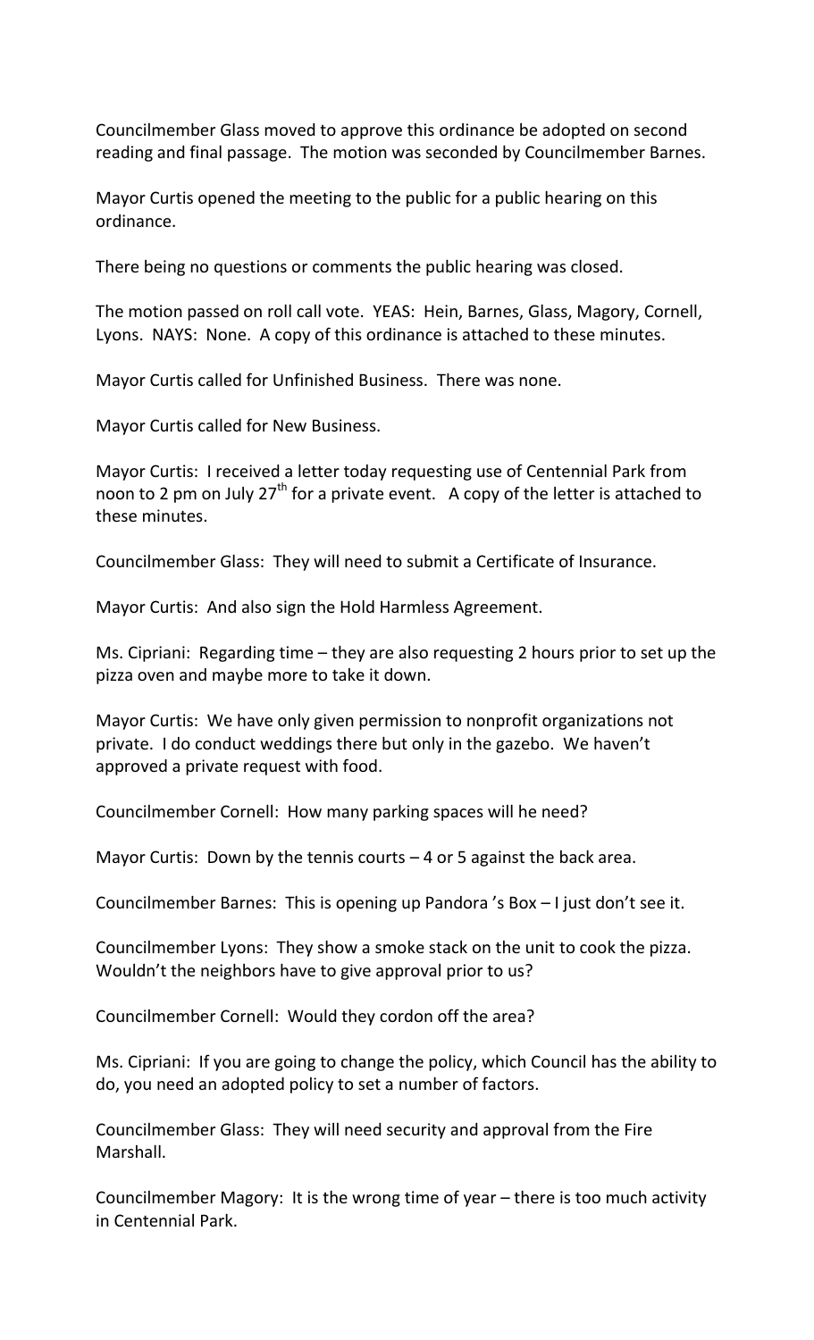Councilmember Glass moved to approve this ordinance be adopted on second reading and final passage. The motion was seconded by Councilmember Barnes.

Mayor Curtis opened the meeting to the public for a public hearing on this ordinance.

There being no questions or comments the public hearing was closed.

The motion passed on roll call vote. YEAS: Hein, Barnes, Glass, Magory, Cornell, Lyons. NAYS: None. A copy of this ordinance is attached to these minutes.

Mayor Curtis called for Unfinished Business. There was none.

Mayor Curtis called for New Business.

Mayor Curtis: I received a letter today requesting use of Centennial Park from noon to 2 pm on July 27th for a private event. A copy of the letter is attached to these minutes.

Councilmember Glass: They will need to submit a Certificate of Insurance.

Mayor Curtis: And also sign the Hold Harmless Agreement.

Ms. Cipriani: Regarding time – they are also requesting 2 hours prior to set up the pizza oven and maybe more to take it down.

Mayor Curtis: We have only given permission to nonprofit organizations not private. I do conduct weddings there but only in the gazebo. We haven't approved a private request with food.

Councilmember Cornell: How many parking spaces will he need?

Mayor Curtis: Down by the tennis courts – 4 or 5 against the back area.

Councilmember Barnes: This is opening up Pandora 's Box – I just don't see it.

Councilmember Lyons: They show a smoke stack on the unit to cook the pizza. Wouldn't the neighbors have to give approval prior to us?

Councilmember Cornell: Would they cordon off the area?

Ms. Cipriani: If you are going to change the policy, which Council has the ability to do, you need an adopted policy to set a number of factors.

Councilmember Glass: They will need security and approval from the Fire Marshall.

Councilmember Magory: It is the wrong time of year – there is too much activity in Centennial Park.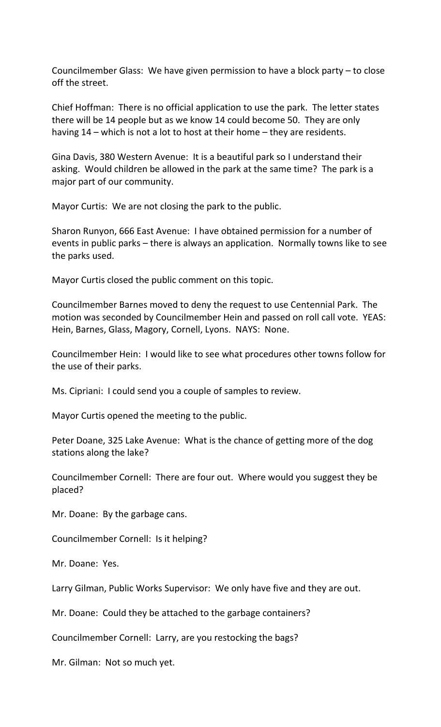Councilmember Glass: We have given permission to have a block party – to close off the street.

Chief Hoffman: There is no official application to use the park. The letter states there will be 14 people but as we know 14 could become 50. They are only having 14 – which is not a lot to host at their home – they are residents.

Gina Davis, 380 Western Avenue: It is a beautiful park so I understand their asking. Would children be allowed in the park at the same time? The park is a major part of our community.

Mayor Curtis: We are not closing the park to the public.

Sharon Runyon, 666 East Avenue: I have obtained permission for a number of events in public parks – there is always an application. Normally towns like to see the parks used.

Mayor Curtis closed the public comment on this topic.

Councilmember Barnes moved to deny the request to use Centennial Park. The motion was seconded by Councilmember Hein and passed on roll call vote. YEAS: Hein, Barnes, Glass, Magory, Cornell, Lyons. NAYS: None.

Councilmember Hein: I would like to see what procedures other towns follow for the use of their parks.

Ms. Cipriani: I could send you a couple of samples to review.

Mayor Curtis opened the meeting to the public.

Peter Doane, 325 Lake Avenue: What is the chance of getting more of the dog stations along the lake?

Councilmember Cornell: There are four out. Where would you suggest they be placed?

Mr. Doane: By the garbage cans.

Councilmember Cornell: Is it helping?

Mr. Doane: Yes.

Larry Gilman, Public Works Supervisor: We only have five and they are out.

Mr. Doane: Could they be attached to the garbage containers?

Councilmember Cornell: Larry, are you restocking the bags?

Mr. Gilman: Not so much yet.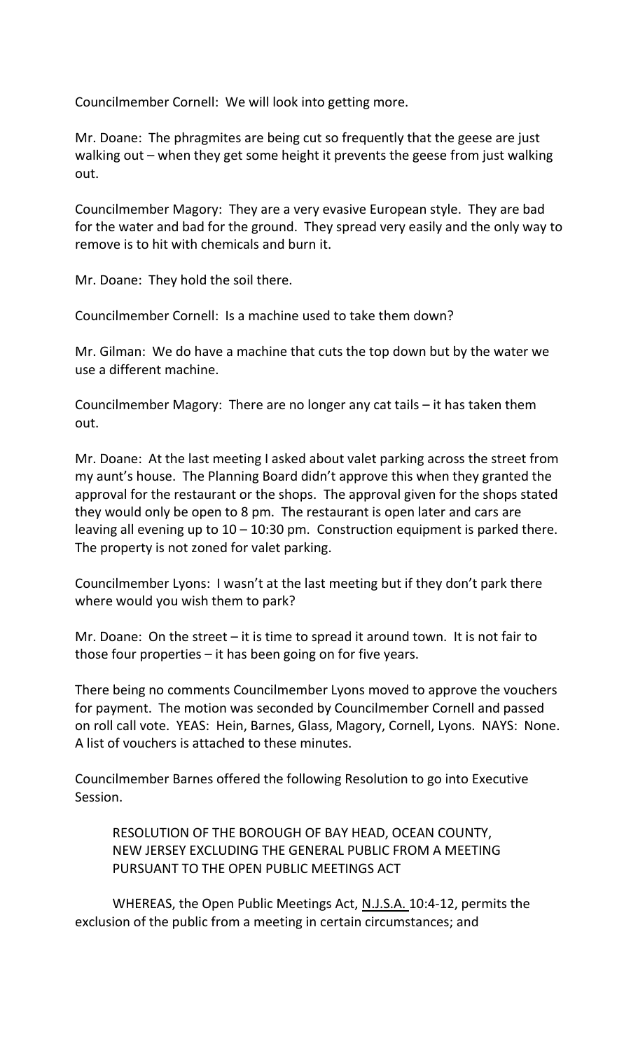Councilmember Cornell: We will look into getting more.

Mr. Doane: The phragmites are being cut so frequently that the geese are just walking out – when they get some height it prevents the geese from just walking out.

Councilmember Magory: They are a very evasive European style. They are bad for the water and bad for the ground. They spread very easily and the only way to remove is to hit with chemicals and burn it.

Mr. Doane: They hold the soil there.

Councilmember Cornell: Is a machine used to take them down?

Mr. Gilman: We do have a machine that cuts the top down but by the water we use a different machine.

Councilmember Magory: There are no longer any cat tails – it has taken them out.

Mr. Doane: At the last meeting I asked about valet parking across the street from my aunt's house. The Planning Board didn't approve this when they granted the approval for the restaurant or the shops. The approval given for the shops stated they would only be open to 8 pm. The restaurant is open later and cars are leaving all evening up to 10 – 10:30 pm. Construction equipment is parked there. The property is not zoned for valet parking.

Councilmember Lyons: I wasn't at the last meeting but if they don't park there where would you wish them to park?

Mr. Doane: On the street – it is time to spread it around town. It is not fair to those four properties – it has been going on for five years.

There being no comments Councilmember Lyons moved to approve the vouchers for payment. The motion was seconded by Councilmember Cornell and passed on roll call vote. YEAS: Hein, Barnes, Glass, Magory, Cornell, Lyons. NAYS: None. A list of vouchers is attached to these minutes.

Councilmember Barnes offered the following Resolution to go into Executive Session.

RESOLUTION OF THE BOROUGH OF BAY HEAD, OCEAN COUNTY, NEW JERSEY EXCLUDING THE GENERAL PUBLIC FROM A MEETING PURSUANT TO THE OPEN PUBLIC MEETINGS ACT

WHEREAS, the Open Public Meetings Act, N.J.S.A. 10:4-12, permits the exclusion of the public from a meeting in certain circumstances; and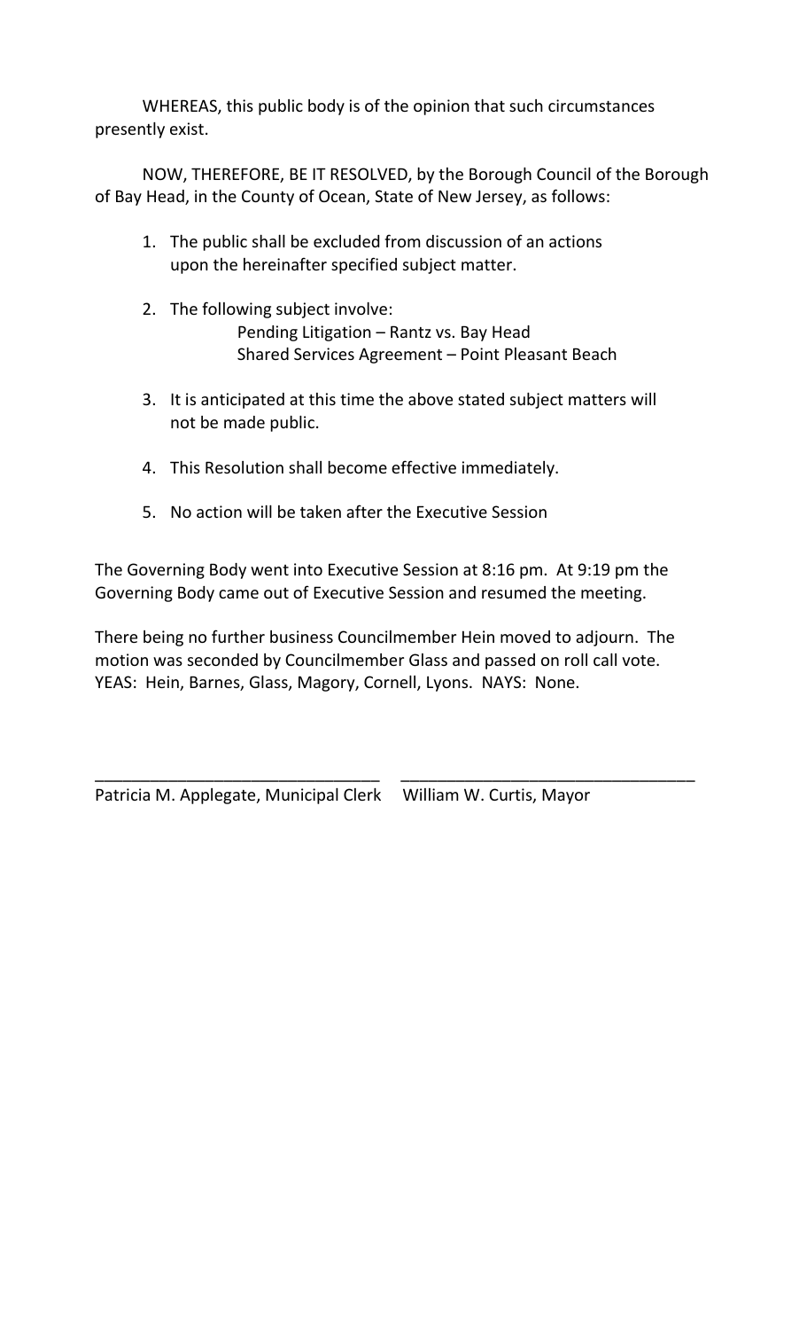WHEREAS, this public body is of the opinion that such circumstances presently exist.

NOW, THEREFORE, BE IT RESOLVED, by the Borough Council of the Borough of Bay Head, in the County of Ocean, State of New Jersey, as follows:

1. The public shall be excluded from discussion of an actions upon the hereinafter specified subject matter.

2. The following subject involve:
   Pending Litigation – Rantz vs. Bay Head
   Shared Services Agreement – Point Pleasant Beach

3. It is anticipated at this time the above stated subject matters will not be made public.

4. This Resolution shall become effective immediately.

5. No action will be taken after the Executive Session

The Governing Body went into Executive Session at 8:16 pm. At 9:19 pm the Governing Body came out of Executive Session and resumed the meeting.

There being no further business Councilmember Hein moved to adjourn. The motion was seconded by Councilmember Glass and passed on roll call vote. YEAS: Hein, Barnes, Glass, Magory, Cornell, Lyons. NAYS: None.

_______________________________ _______________________________
Patricia M. Applegate, Municipal Clerk William W. Curtis, Mayor